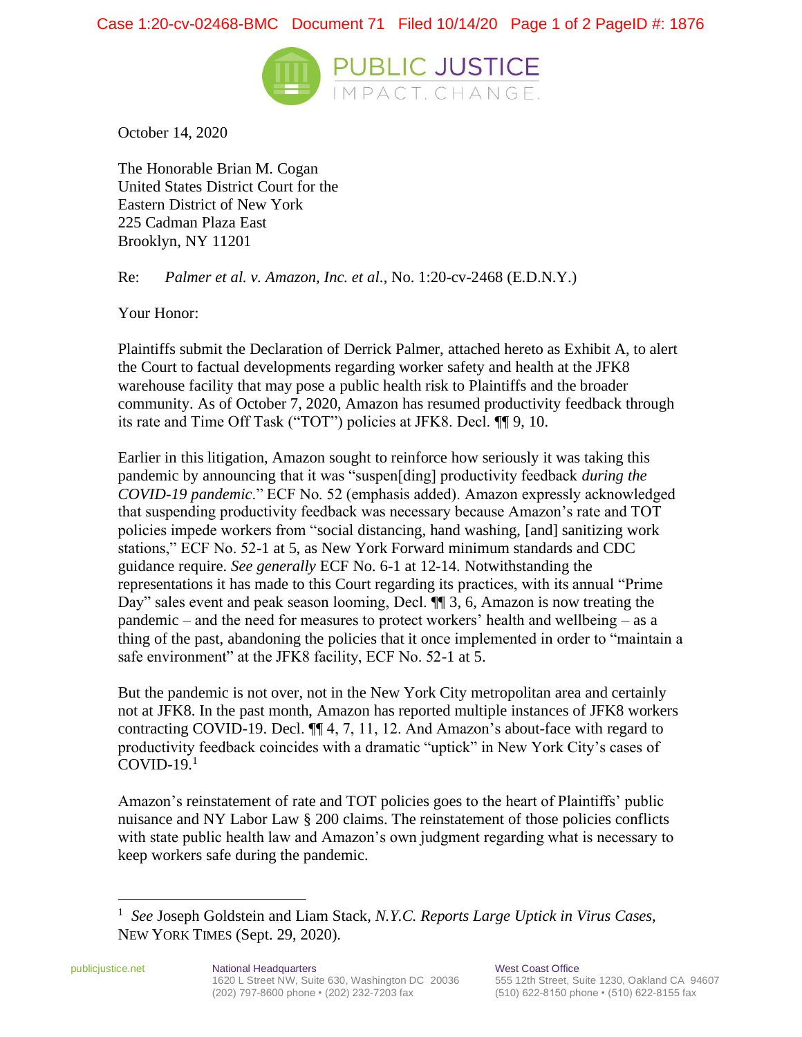PUBLIC JUSTICE
IMPACT. CHANGE.

October 14, 2020

The Honorable Brian M. Cogan
United States District Court for the
Eastern District of New York
225 Cadman Plaza East
Brooklyn, NY 11201

Re: *Palmer et al. v. Amazon, Inc. et al.*, No. 1:20-cv-2468 (E.D.N.Y.)

Your Honor:

Plaintiffs submit the Declaration of Derrick Palmer, attached hereto as Exhibit A, to alert the Court to factual developments regarding worker safety and health at the JFK8 warehouse facility that may pose a public health risk to Plaintiffs and the broader community. As of October 7, 2020, Amazon has resumed productivity feedback through its rate and Time Off Task ("TOT") policies at JFK8. Decl. ¶¶ 9, 10.

Earlier in this litigation, Amazon sought to reinforce how seriously it was taking this pandemic by announcing that it was "suspen[ding] productivity feedback *during the COVID-19 pandemic*." ECF No. 52 (emphasis added). Amazon expressly acknowledged that suspending productivity feedback was necessary because Amazon's rate and TOT policies impede workers from "social distancing, hand washing, [and] sanitizing work stations," ECF No. 52-1 at 5, as New York Forward minimum standards and CDC guidance require. *See generally* ECF No. 6-1 at 12-14. Notwithstanding the representations it has made to this Court regarding its practices, with its annual "Prime Day" sales event and peak season looming, Decl. ¶¶ 3, 6, Amazon is now treating the pandemic – and the need for measures to protect workers' health and wellbeing – as a thing of the past, abandoning the policies that it once implemented in order to "maintain a safe environment" at the JFK8 facility, ECF No. 52-1 at 5.

But the pandemic is not over, not in the New York City metropolitan area and certainly not at JFK8. In the past month, Amazon has reported multiple instances of JFK8 workers contracting COVID-19. Decl. ¶¶ 4, 7, 11, 12. And Amazon's about-face with regard to productivity feedback coincides with a dramatic "uptick" in New York City's cases of COVID-19.[1]

Amazon's reinstatement of rate and TOT policies goes to the heart of Plaintiffs' public nuisance and NY Labor Law § 200 claims. The reinstatement of those policies conflicts with state public health law and Amazon's own judgment regarding what is necessary to keep workers safe during the pandemic.

---

[1] *See* Joseph Goldstein and Liam Stack, *N.Y.C. Reports Large Uptick in Virus Cases*, NEW YORK TIMES (Sept. 29, 2020).

publicjustice.net

National Headquarters
1620 L Street NW, Suite 630, Washington DC 20036
(202) 797-8600 phone • (202) 232-7203 fax

West Coast Office
555 12th Street, Suite 1230, Oakland CA 94607
(510) 622-8150 phone • (510) 622-8155 fax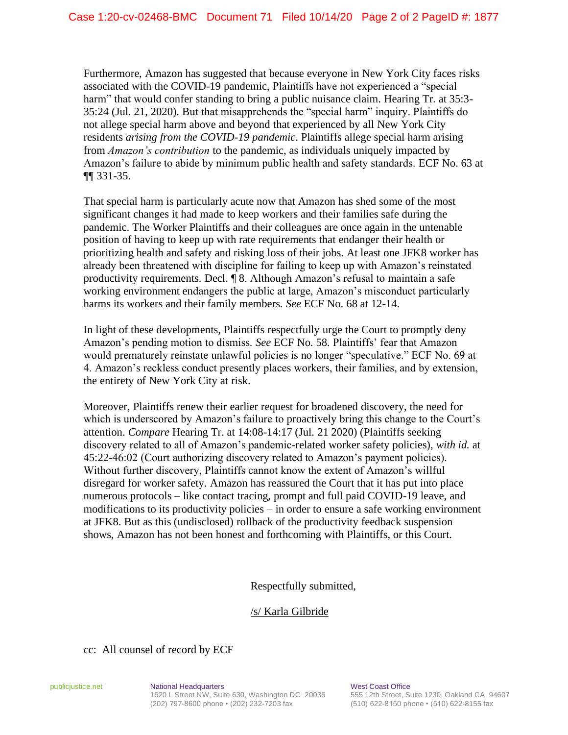Furthermore, Amazon has suggested that because everyone in New York City faces risks associated with the COVID-19 pandemic, Plaintiffs have not experienced a "special harm" that would confer standing to bring a public nuisance claim. Hearing Tr. at 35:3-35:24 (Jul. 21, 2020). But that misapprehends the "special harm" inquiry. Plaintiffs do not allege special harm above and beyond that experienced by all New York City residents *arising from the COVID-19 pandemic*. Plaintiffs allege special harm arising from *Amazon's contribution* to the pandemic, as individuals uniquely impacted by Amazon's failure to abide by minimum public health and safety standards. ECF No. 63 at ¶¶ 331-35.

That special harm is particularly acute now that Amazon has shed some of the most significant changes it had made to keep workers and their families safe during the pandemic. The Worker Plaintiffs and their colleagues are once again in the untenable position of having to keep up with rate requirements that endanger their health or prioritizing health and safety and risking loss of their jobs. At least one JFK8 worker has already been threatened with discipline for failing to keep up with Amazon's reinstated productivity requirements. Decl. ¶ 8. Although Amazon's refusal to maintain a safe working environment endangers the public at large, Amazon's misconduct particularly harms its workers and their family members. *See* ECF No. 68 at 12-14.

In light of these developments, Plaintiffs respectfully urge the Court to promptly deny Amazon's pending motion to dismiss. *See* ECF No. 58. Plaintiffs' fear that Amazon would prematurely reinstate unlawful policies is no longer "speculative." ECF No. 69 at 4. Amazon's reckless conduct presently places workers, their families, and by extension, the entirety of New York City at risk.

Moreover, Plaintiffs renew their earlier request for broadened discovery, the need for which is underscored by Amazon's failure to proactively bring this change to the Court's attention. *Compare* Hearing Tr. at 14:08-14:17 (Jul. 21 2020) (Plaintiffs seeking discovery related to all of Amazon's pandemic-related worker safety policies), *with id.* at 45:22-46:02 (Court authorizing discovery related to Amazon's payment policies). Without further discovery, Plaintiffs cannot know the extent of Amazon's willful disregard for worker safety. Amazon has reassured the Court that it has put into place numerous protocols – like contact tracing, prompt and full paid COVID-19 leave, and modifications to its productivity policies – in order to ensure a safe working environment at JFK8. But as this (undisclosed) rollback of the productivity feedback suspension shows, Amazon has not been honest and forthcoming with Plaintiffs, or this Court.

Respectfully submitted,

/s/ Karla Gilbride

cc: All counsel of record by ECF

publicjustice.net

National Headquarters
1620 L Street NW, Suite 630, Washington DC 20036
(202) 797-8600 phone • (202) 232-7203 fax

West Coast Office
555 12th Street, Suite 1230, Oakland CA 94607
(510) 622-8150 phone • (510) 622-8155 fax